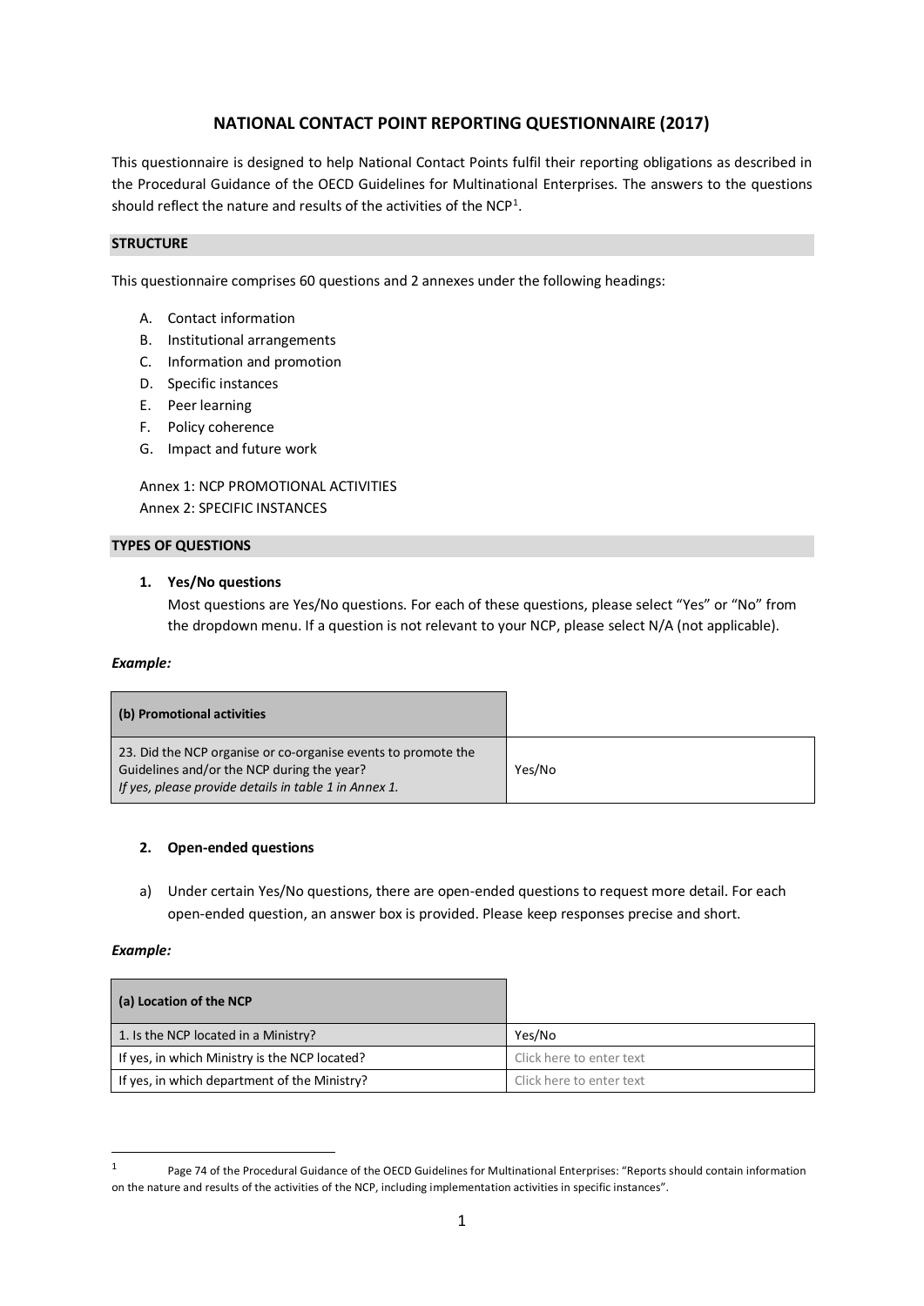# NATIONAL CONTACT POINT REPORTING QUESTIONNAIRE (2017)

This questionnaire is designed to help National Contact Points fulfil their reporting obligations as described in the Procedural Guidance of the OECD Guidelines for Multinational Enterprises. The answers to the questions should reflect the nature and results of the activities of the NCP[1].

## STRUCTURE

This questionnaire comprises 60 questions and 2 annexes under the following headings:

A. Contact information
B. Institutional arrangements
C. Information and promotion
D. Specific instances
E. Peer learning
F. Policy coherence
G. Impact and future work

Annex 1: NCP PROMOTIONAL ACTIVITIES
Annex 2: SPECIFIC INSTANCES

## TYPES OF QUESTIONS

1. **Yes/No questions**
   Most questions are Yes/No questions. For each of these questions, please select "Yes" or "No" from the dropdown menu. If a question is not relevant to your NCP, please select N/A (not applicable).

***Example:***

| **(b) Promotional activities** | |
|---|---|
| 23. Did the NCP organise or co-organise events to promote the Guidelines and/or the NCP during the year? *If yes, please provide details in table 1 in Annex 1.* | Yes/No |

2. **Open-ended questions**

a) Under certain Yes/No questions, there are open-ended questions to request more detail. For each open-ended question, an answer box is provided. Please keep responses precise and short.

***Example:***

| **(a) Location of the NCP** | |
|---|---|
| 1. Is the NCP located in a Ministry? | Yes/No |
| If yes, in which Ministry is the NCP located? | Click here to enter text |
| If yes, in which department of the Ministry? | Click here to enter text |

[1] Page 74 of the Procedural Guidance of the OECD Guidelines for Multinational Enterprises: "Reports should contain information on the nature and results of the activities of the NCP, including implementation activities in specific instances".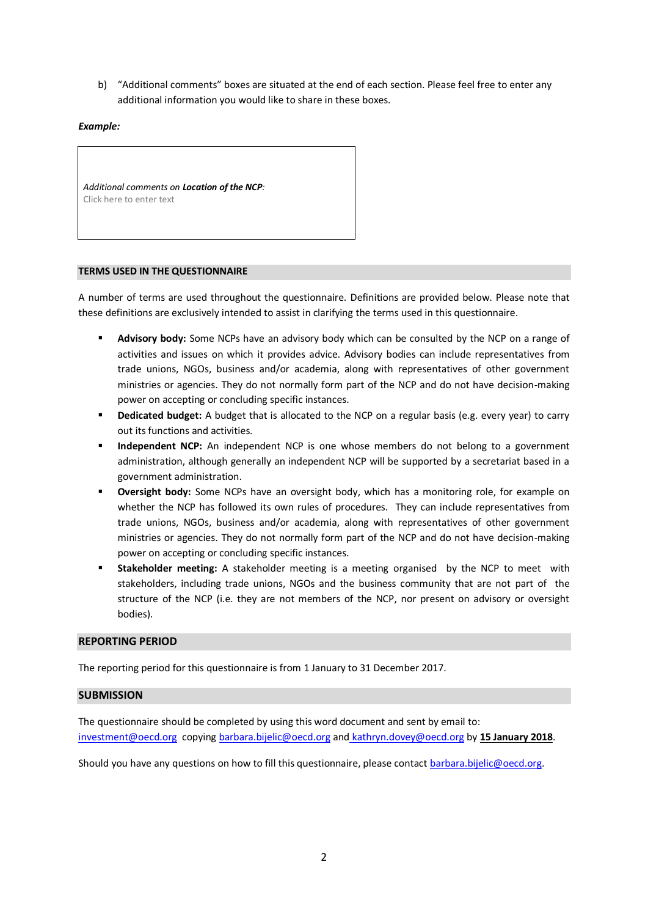b) "Additional comments" boxes are situated at the end of each section. Please feel free to enter any additional information you would like to share in these boxes.

***Example:***

| *Additional comments on* ***Location of the NCP****:* <br> Click here to enter text |
|---|

## TERMS USED IN THE QUESTIONNAIRE

A number of terms are used throughout the questionnaire. Definitions are provided below. Please note that these definitions are exclusively intended to assist in clarifying the terms used in this questionnaire.

- **Advisory body:** Some NCPs have an advisory body which can be consulted by the NCP on a range of activities and issues on which it provides advice. Advisory bodies can include representatives from trade unions, NGOs, business and/or academia, along with representatives of other government ministries or agencies. They do not normally form part of the NCP and do not have decision-making power on accepting or concluding specific instances.
- **Dedicated budget:** A budget that is allocated to the NCP on a regular basis (e.g. every year) to carry out its functions and activities.
- **Independent NCP:** An independent NCP is one whose members do not belong to a government administration, although generally an independent NCP will be supported by a secretariat based in a government administration.
- **Oversight body:** Some NCPs have an oversight body, which has a monitoring role, for example on whether the NCP has followed its own rules of procedures. They can include representatives from trade unions, NGOs, business and/or academia, along with representatives of other government ministries or agencies. They do not normally form part of the NCP and do not have decision-making power on accepting or concluding specific instances.
- **Stakeholder meeting:** A stakeholder meeting is a meeting organised by the NCP to meet with stakeholders, including trade unions, NGOs and the business community that are not part of the structure of the NCP (i.e. they are not members of the NCP, nor present on advisory or oversight bodies).

## REPORTING PERIOD

The reporting period for this questionnaire is from 1 January to 31 December 2017.

## SUBMISSION

The questionnaire should be completed by using this word document and sent by email to: investment@oecd.org copying barbara.bijelic@oecd.org and kathryn.dovey@oecd.org by **15 January 2018**.

Should you have any questions on how to fill this questionnaire, please contact barbara.bijelic@oecd.org.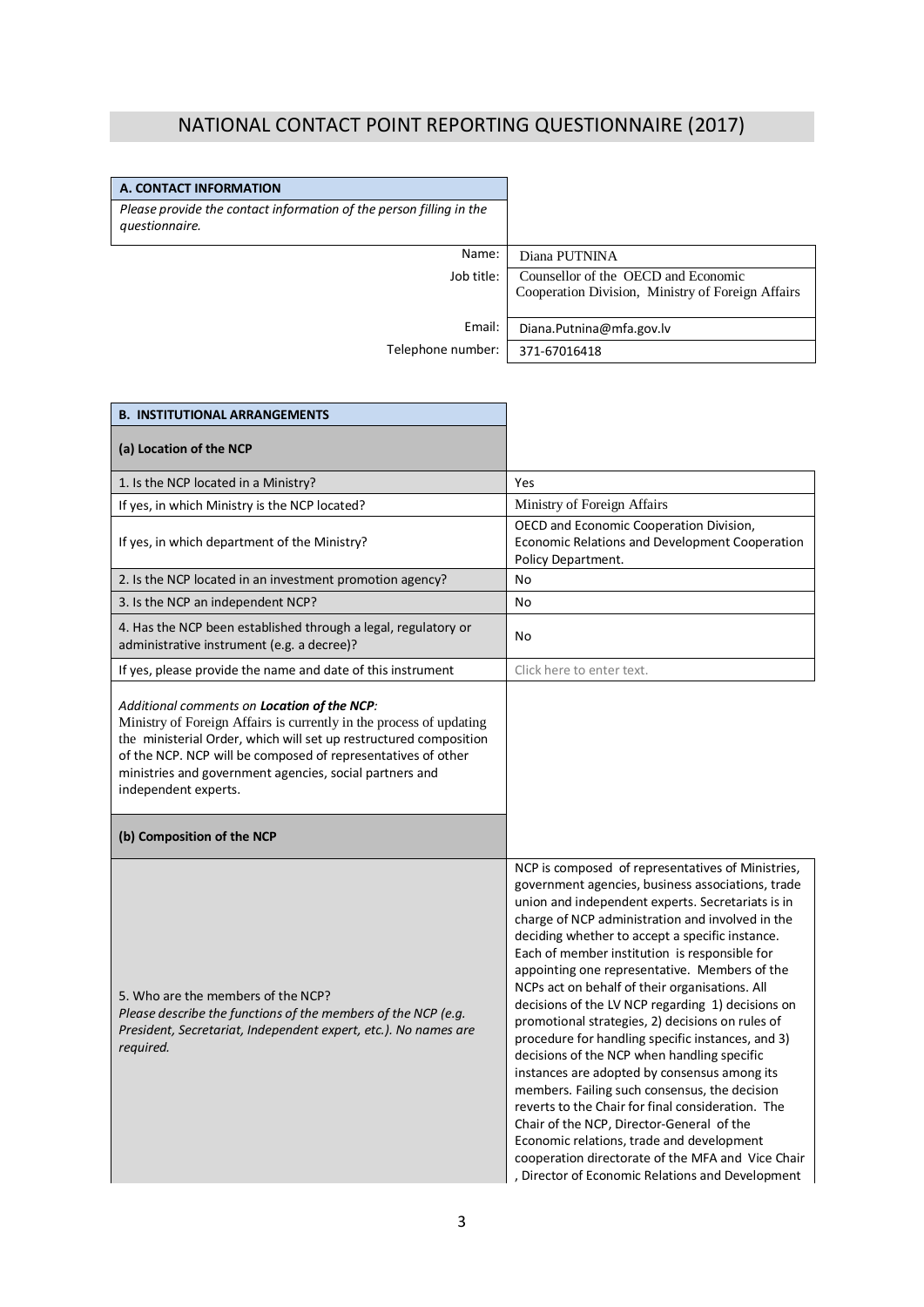# NATIONAL CONTACT POINT REPORTING QUESTIONNAIRE (2017)

| **A. CONTACT INFORMATION** | |
|---|---|
| *Please provide the contact information of the person filling in the questionnaire.* | |
| Name: | Diana PUTNINA |
| Job title: | Counsellor of the OECD and Economic Cooperation Division, Ministry of Foreign Affairs |
| Email: | Diana.Putnina@mfa.gov.lv |
| Telephone number: | 371-67016418 |

| **B. INSTITUTIONAL ARRANGEMENTS** | |
|---|---|
| **(a) Location of the NCP** | |
| 1. Is the NCP located in a Ministry? | Yes |
| If yes, in which Ministry is the NCP located? | Ministry of Foreign Affairs |
| If yes, in which department of the Ministry? | OECD and Economic Cooperation Division, Economic Relations and Development Cooperation Policy Department. |
| 2. Is the NCP located in an investment promotion agency? | No |
| 3. Is the NCP an independent NCP? | No |
| 4. Has the NCP been established through a legal, regulatory or administrative instrument (e.g. a decree)? | No |
| If yes, please provide the name and date of this instrument | Click here to enter text. |
| *Additional comments on* ***Location of the NCP****:* Ministry of Foreign Affairs is currently in the process of updating the ministerial Order, which will set up restructured composition of the NCP. NCP will be composed of representatives of other ministries and government agencies, social partners and independent experts. | |
| **(b) Composition of the NCP** | |
| 5. Who are the members of the NCP? *Please describe the functions of the members of the NCP (e.g. President, Secretariat, Independent expert, etc.). No names are required.* | NCP is composed of representatives of Ministries, government agencies, business associations, trade union and independent experts. Secretariats is in charge of NCP administration and involved in the deciding whether to accept a specific instance. Each of member institution is responsible for appointing one representative. Members of the NCPs act on behalf of their organisations. All decisions of the LV NCP regarding 1) decisions on promotional strategies, 2) decisions on rules of procedure for handling specific instances, and 3) decisions of the NCP when handling specific instances are adopted by consensus among its members. Failing such consensus, the decision reverts to the Chair for final consideration. The Chair of the NCP, Director-General of the Economic relations, trade and development cooperation directorate of the MFA and Vice Chair , Director of Economic Relations and Development |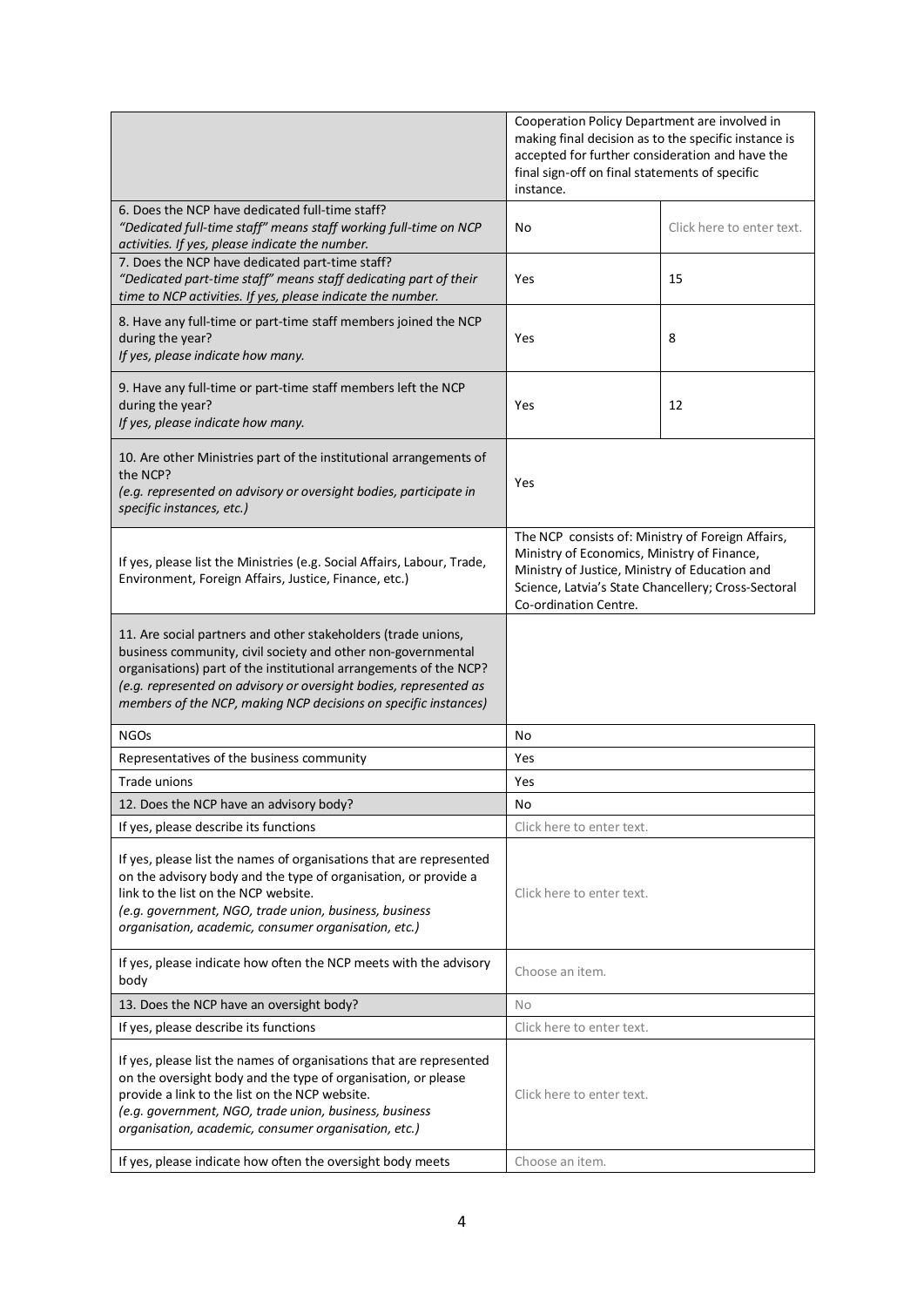| | | |
|---|---|---|
| | Cooperation Policy Department are involved in making final decision as to the specific instance is accepted for further consideration and have the final sign-off on final statements of specific instance. | |
| 6. Does the NCP have dedicated full-time staff? *"Dedicated full-time staff" means staff working full-time on NCP activities. If yes, please indicate the number.* | No | Click here to enter text. |
| 7. Does the NCP have dedicated part-time staff? *"Dedicated part-time staff" means staff dedicating part of their time to NCP activities. If yes, please indicate the number.* | Yes | 15 |
| 8. Have any full-time or part-time staff members joined the NCP during the year? *If yes, please indicate how many.* | Yes | 8 |
| 9. Have any full-time or part-time staff members left the NCP during the year? *If yes, please indicate how many.* | Yes | 12 |
| 10. Are other Ministries part of the institutional arrangements of the NCP? *(e.g. represented on advisory or oversight bodies, participate in specific instances, etc.)* | Yes | |
| If yes, please list the Ministries (e.g. Social Affairs, Labour, Trade, Environment, Foreign Affairs, Justice, Finance, etc.) | The NCP consists of: Ministry of Foreign Affairs, Ministry of Economics, Ministry of Finance, Ministry of Justice, Ministry of Education and Science, Latvia's State Chancellery; Cross-Sectoral Co-ordination Centre. | |
| 11. Are social partners and other stakeholders (trade unions, business community, civil society and other non-governmental organisations) part of the institutional arrangements of the NCP? *(e.g. represented on advisory or oversight bodies, represented as members of the NCP, making NCP decisions on specific instances)* | | |
| NGOs | No | |
| Representatives of the business community | Yes | |
| Trade unions | Yes | |
| 12. Does the NCP have an advisory body? | No | |
| If yes, please describe its functions | Click here to enter text. | |
| If yes, please list the names of organisations that are represented on the advisory body and the type of organisation, or provide a link to the list on the NCP website. *(e.g. government, NGO, trade union, business, business organisation, academic, consumer organisation, etc.)* | Click here to enter text. | |
| If yes, please indicate how often the NCP meets with the advisory body | Choose an item. | |
| 13. Does the NCP have an oversight body? | No | |
| If yes, please describe its functions | Click here to enter text. | |
| If yes, please list the names of organisations that are represented on the oversight body and the type of organisation, or please provide a link to the list on the NCP website. *(e.g. government, NGO, trade union, business, business organisation, academic, consumer organisation, etc.)* | Click here to enter text. | |
| If yes, please indicate how often the oversight body meets | Choose an item. | |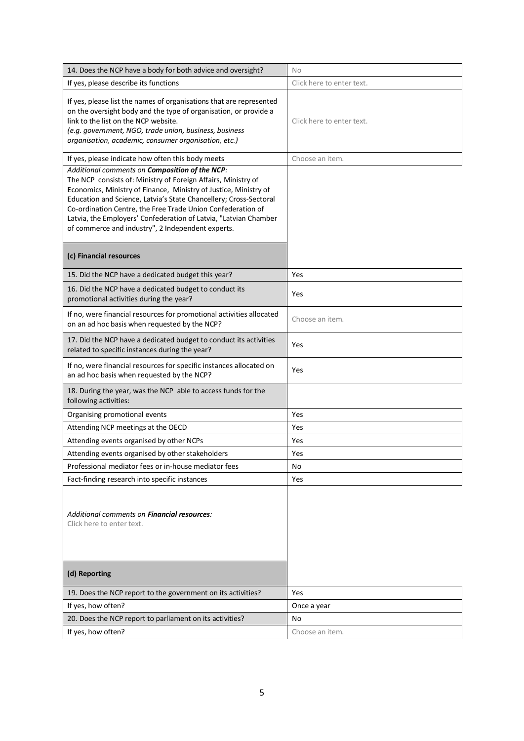| | |
|---|---|
| 14. Does the NCP have a body for both advice and oversight? | No |
| If yes, please describe its functions | Click here to enter text. |
| If yes, please list the names of organisations that are represented on the oversight body and the type of organisation, or provide a link to the list on the NCP website. *(e.g. government, NGO, trade union, business, business organisation, academic, consumer organisation, etc.)* | Click here to enter text. |
| If yes, please indicate how often this body meets | Choose an item. |

*Additional comments on **Composition of the NCP**:*
The NCP consists of: Ministry of Foreign Affairs, Ministry of Economics, Ministry of Finance, Ministry of Justice, Ministry of Education and Science, Latvia's State Chancellery; Cross-Sectoral Co-ordination Centre, the Free Trade Union Confederation of Latvia, the Employers' Confederation of Latvia, "Latvian Chamber of commerce and industry", 2 Independent experts.

**(c) Financial resources**

| | |
|---|---|
| 15. Did the NCP have a dedicated budget this year? | Yes |
| 16. Did the NCP have a dedicated budget to conduct its promotional activities during the year? | Yes |
| If no, were financial resources for promotional activities allocated on an ad hoc basis when requested by the NCP? | Choose an item. |
| 17. Did the NCP have a dedicated budget to conduct its activities related to specific instances during the year? | Yes |
| If no, were financial resources for specific instances allocated on an ad hoc basis when requested by the NCP? | Yes |
| 18. During the year, was the NCP able to access funds for the following activities: | |
| Organising promotional events | Yes |
| Attending NCP meetings at the OECD | Yes |
| Attending events organised by other NCPs | Yes |
| Attending events organised by other stakeholders | Yes |
| Professional mediator fees or in-house mediator fees | No |
| Fact-finding research into specific instances | Yes |

*Additional comments on **Financial resources**:*
Click here to enter text.

**(d) Reporting**

| | |
|---|---|
| 19. Does the NCP report to the government on its activities? | Yes |
| If yes, how often? | Once a year |
| 20. Does the NCP report to parliament on its activities? | No |
| If yes, how often? | Choose an item. |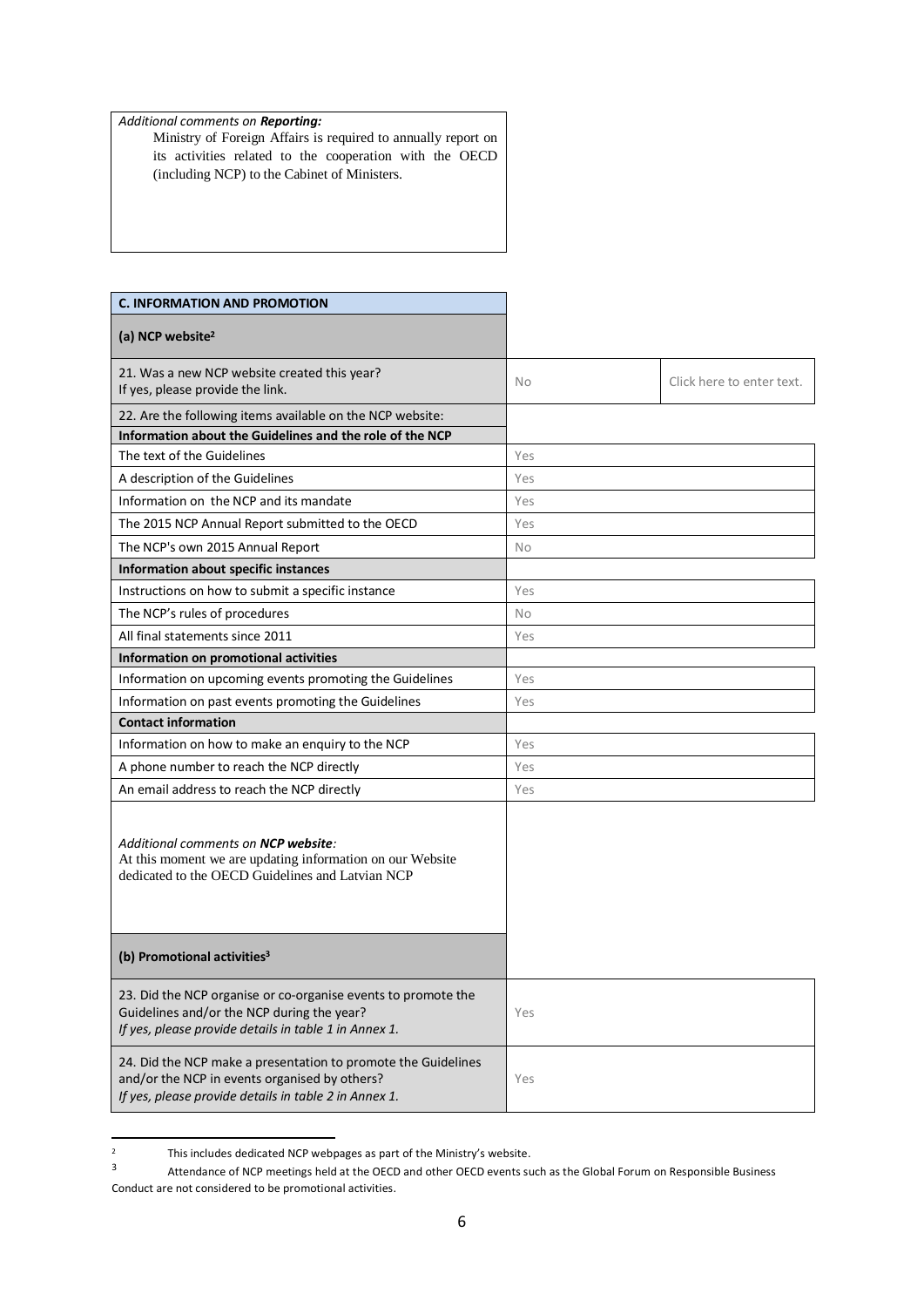*Additional comments on **Reporting:***

Ministry of Foreign Affairs is required to annually report on its activities related to the cooperation with the OECD (including NCP) to the Cabinet of Ministers.

| **C. INFORMATION AND PROMOTION** | | |
|---|---|---|
| **(a) NCP website**[2] | | |
| 21. Was a new NCP website created this year? If yes, please provide the link. | No | Click here to enter text. |
| 22. Are the following items available on the NCP website: | | |
| **Information about the Guidelines and the role of the NCP** | | |
| The text of the Guidelines | Yes | |
| A description of the Guidelines | Yes | |
| Information on the NCP and its mandate | Yes | |
| The 2015 NCP Annual Report submitted to the OECD | Yes | |
| The NCP's own 2015 Annual Report | No | |
| **Information about specific instances** | | |
| Instructions on how to submit a specific instance | Yes | |
| The NCP's rules of procedures | No | |
| All final statements since 2011 | Yes | |
| **Information on promotional activities** | | |
| Information on upcoming events promoting the Guidelines | Yes | |
| Information on past events promoting the Guidelines | Yes | |
| **Contact information** | | |
| Information on how to make an enquiry to the NCP | Yes | |
| A phone number to reach the NCP directly | Yes | |
| An email address to reach the NCP directly | Yes | |

*Additional comments on **NCP website**:*
At this moment we are updating information on our Website dedicated to the OECD Guidelines and Latvian NCP

| **(b) Promotional activities**[3] | |
|---|---|
| 23. Did the NCP organise or co-organise events to promote the Guidelines and/or the NCP during the year? *If yes, please provide details in table 1 in Annex 1.* | Yes |
| 24. Did the NCP make a presentation to promote the Guidelines and/or the NCP in events organised by others? *If yes, please provide details in table 2 in Annex 1.* | Yes |

[2] This includes dedicated NCP webpages as part of the Ministry's website.

[3] Attendance of NCP meetings held at the OECD and other OECD events such as the Global Forum on Responsible Business Conduct are not considered to be promotional activities.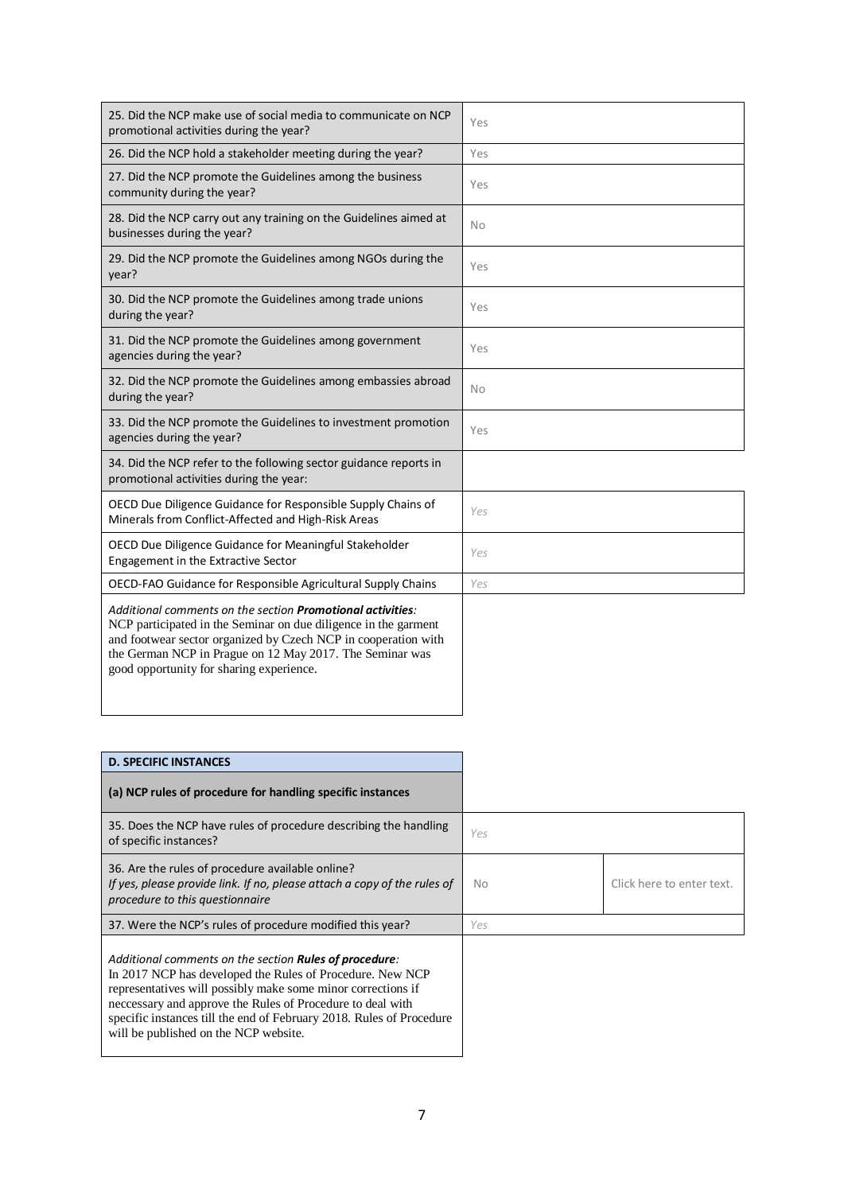| | |
|---|---|
| 25. Did the NCP make use of social media to communicate on NCP promotional activities during the year? | Yes |
| 26. Did the NCP hold a stakeholder meeting during the year? | Yes |
| 27. Did the NCP promote the Guidelines among the business community during the year? | Yes |
| 28. Did the NCP carry out any training on the Guidelines aimed at businesses during the year? | No |
| 29. Did the NCP promote the Guidelines among NGOs during the year? | Yes |
| 30. Did the NCP promote the Guidelines among trade unions during the year? | Yes |
| 31. Did the NCP promote the Guidelines among government agencies during the year? | Yes |
| 32. Did the NCP promote the Guidelines among embassies abroad during the year? | No |
| 33. Did the NCP promote the Guidelines to investment promotion agencies during the year? | Yes |
| 34. Did the NCP refer to the following sector guidance reports in promotional activities during the year: | |
| OECD Due Diligence Guidance for Responsible Supply Chains of Minerals from Conflict-Affected and High-Risk Areas | *Yes* |
| OECD Due Diligence Guidance for Meaningful Stakeholder Engagement in the Extractive Sector | *Yes* |
| OECD-FAO Guidance for Responsible Agricultural Supply Chains | *Yes* |

*Additional comments on the section* ***Promotional activities****:*
NCP participated in the Seminar on due diligence in the garment and footwear sector organized by Czech NCP in cooperation with the German NCP in Prague on 12 May 2017. The Seminar was good opportunity for sharing experience.

## D. SPECIFIC INSTANCES

### (a) NCP rules of procedure for handling specific instances

| | | |
|---|---|---|
| 35. Does the NCP have rules of procedure describing the handling of specific instances? | *Yes* | |
| 36. Are the rules of procedure available online? *If yes, please provide link. If no, please attach a copy of the rules of procedure to this questionnaire* | No | Click here to enter text. |
| 37. Were the NCP's rules of procedure modified this year? | *Yes* | |

*Additional comments on the section* ***Rules of procedure****:*
In 2017 NCP has developed the Rules of Procedure. New NCP representatives will possibly make some minor corrections if neccessary and approve the Rules of Procedure to deal with specific instances till the end of February 2018. Rules of Procedure will be published on the NCP website.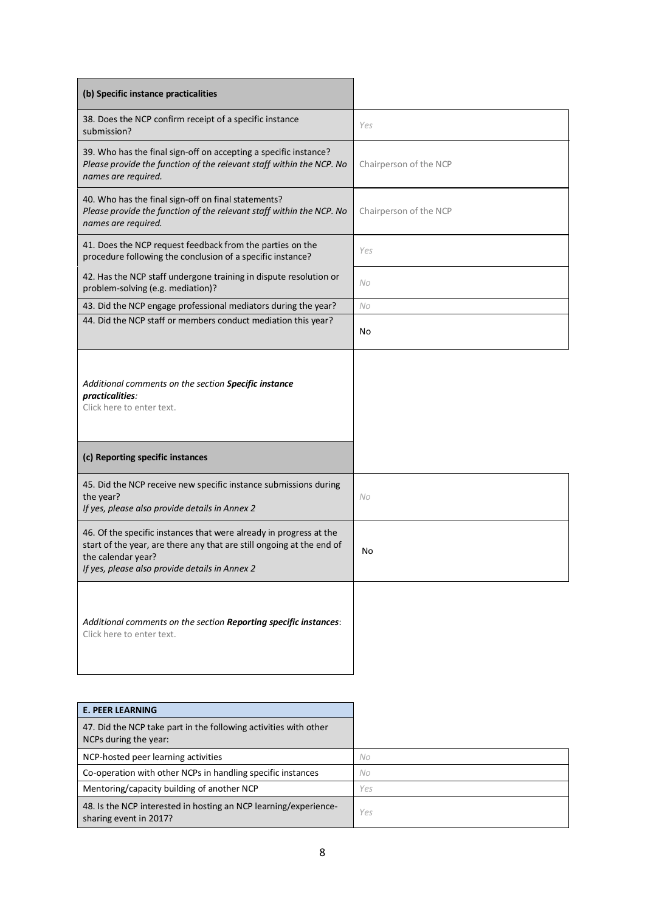| (b) Specific instance practicalities | |
|---|---|
| 38. Does the NCP confirm receipt of a specific instance submission? | Yes |
| 39. Who has the final sign-off on accepting a specific instance? *Please provide the function of the relevant staff within the NCP. No names are required.* | Chairperson of the NCP |
| 40. Who has the final sign-off on final statements? *Please provide the function of the relevant staff within the NCP. No names are required.* | Chairperson of the NCP |
| 41. Does the NCP request feedback from the parties on the procedure following the conclusion of a specific instance? | Yes |
| 42. Has the NCP staff undergone training in dispute resolution or problem-solving (e.g. mediation)? | No |
| 43. Did the NCP engage professional mediators during the year? | No |
| 44. Did the NCP staff or members conduct mediation this year? | No |
| *Additional comments on the section **Specific instance practicalities**:* Click here to enter text. | |

| (c) Reporting specific instances | |
|---|---|
| 45. Did the NCP receive new specific instance submissions during the year? *If yes, please also provide details in Annex 2* | No |
| 46. Of the specific instances that were already in progress at the start of the year, are there any that are still ongoing at the end of the calendar year? *If yes, please also provide details in Annex 2* | No |
| *Additional comments on the section **Reporting specific instances**:* Click here to enter text. | |

| E. PEER LEARNING | |
|---|---|
| 47. Did the NCP take part in the following activities with other NCPs during the year: | |
| NCP-hosted peer learning activities | No |
| Co-operation with other NCPs in handling specific instances | No |
| Mentoring/capacity building of another NCP | Yes |
| 48. Is the NCP interested in hosting an NCP learning/experience-sharing event in 2017? | Yes |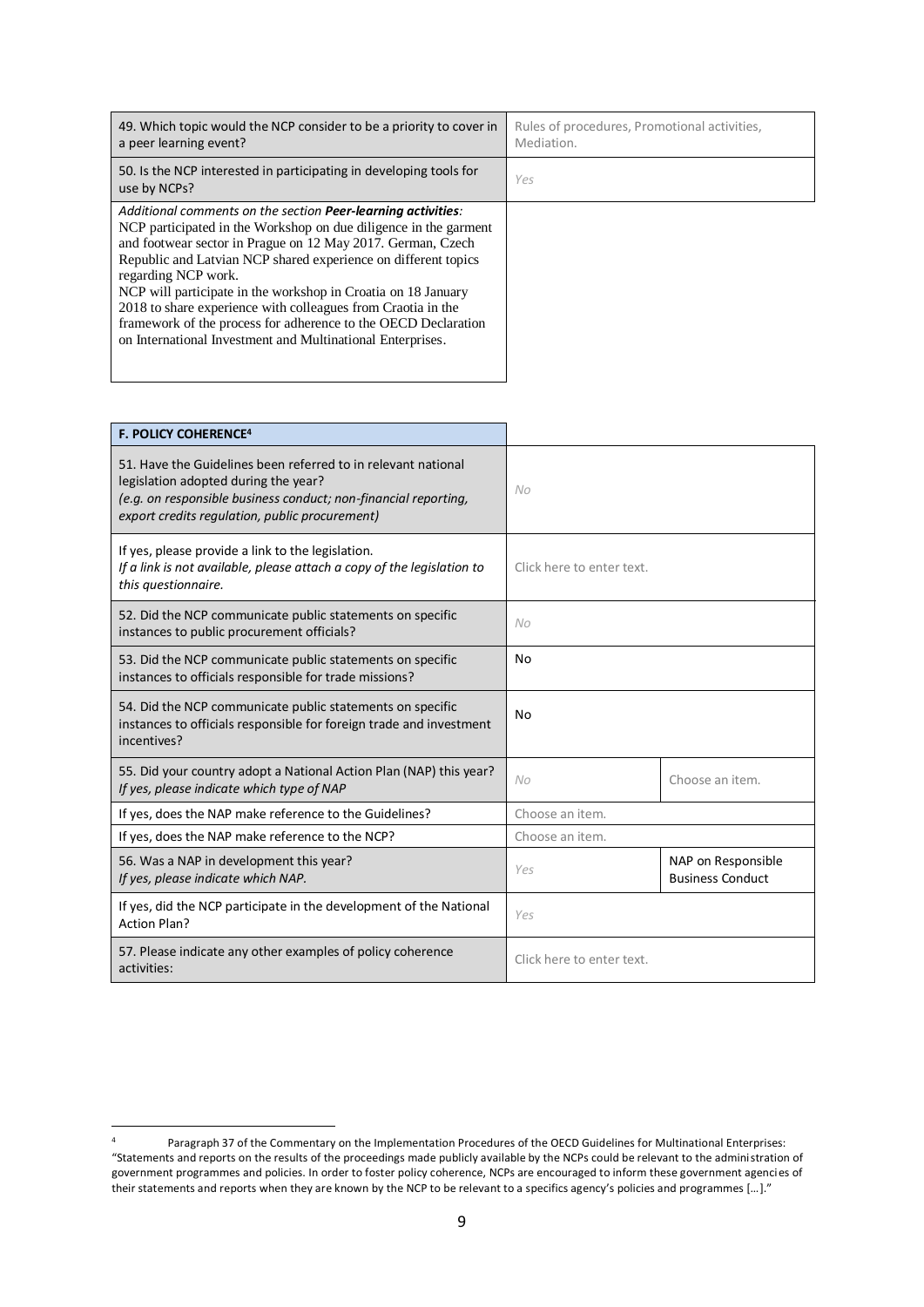| | |
|---|---|
| 49. Which topic would the NCP consider to be a priority to cover in a peer learning event? | Rules of procedures, Promotional activities, Mediation. |
| 50. Is the NCP interested in participating in developing tools for use by NCPs? | *Yes* |
| *Additional comments on the section **Peer-learning activities**:* NCP participated in the Workshop on due diligence in the garment and footwear sector in Prague on 12 May 2017. German, Czech Republic and Latvian NCP shared experience on different topics regarding NCP work. NCP will participate in the workshop in Croatia on 18 January 2018 to share experience with colleagues from Craotia in the framework of the process for adherence to the OECD Declaration on International Investment and Multinational Enterprises. | |

| **F. POLICY COHERENCE**[4] | | |
|---|---|---|
| 51. Have the Guidelines been referred to in relevant national legislation adopted during the year? *(e.g. on responsible business conduct; non-financial reporting, export credits regulation, public procurement)* | *No* | |
| If yes, please provide a link to the legislation. *If a link is not available, please attach a copy of the legislation to this questionnaire.* | Click here to enter text. | |
| 52. Did the NCP communicate public statements on specific instances to public procurement officials? | *No* | |
| 53. Did the NCP communicate public statements on specific instances to officials responsible for trade missions? | No | |
| 54. Did the NCP communicate public statements on specific instances to officials responsible for foreign trade and investment incentives? | No | |
| 55. Did your country adopt a National Action Plan (NAP) this year? *If yes, please indicate which type of NAP* | *No* | Choose an item. |
| If yes, does the NAP make reference to the Guidelines? | Choose an item. | |
| If yes, does the NAP make reference to the NCP? | Choose an item. | |
| 56. Was a NAP in development this year? *If yes, please indicate which NAP.* | *Yes* | NAP on Responsible Business Conduct |
| If yes, did the NCP participate in the development of the National Action Plan? | *Yes* | |
| 57. Please indicate any other examples of policy coherence activities: | Click here to enter text. | |

[4] Paragraph 37 of the Commentary on the Implementation Procedures of the OECD Guidelines for Multinational Enterprises: "Statements and reports on the results of the proceedings made publicly available by the NCPs could be relevant to the administration of government programmes and policies. In order to foster policy coherence, NCPs are encouraged to inform these government agencies of their statements and reports when they are known by the NCP to be relevant to a specifics agency's policies and programmes […]."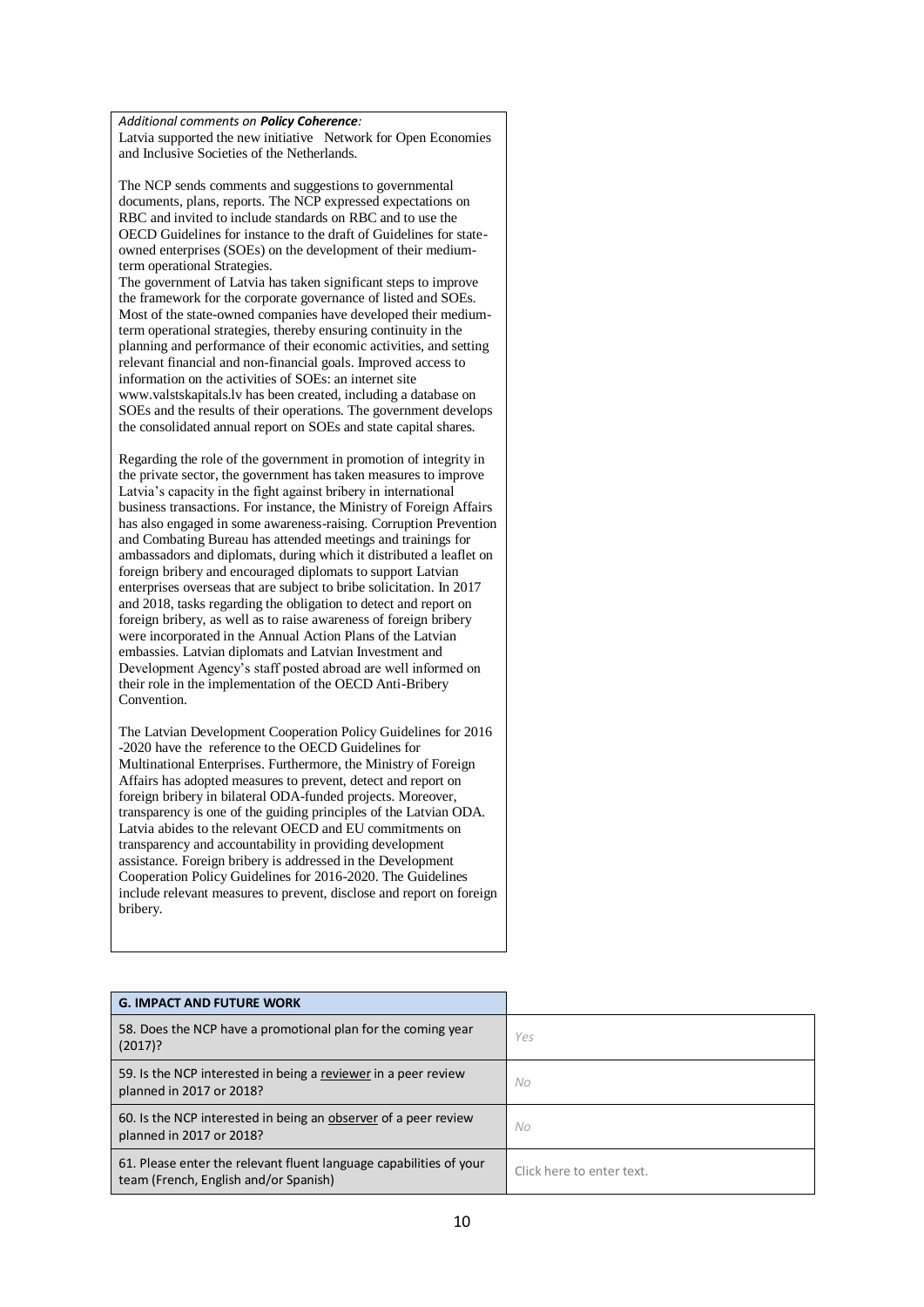*Additional comments on **Policy Coherence**:*
Latvia supported the new initiative  Network for Open Economies and Inclusive Societies of the Netherlands.

The NCP sends comments and suggestions to governmental documents, plans, reports. The NCP expressed expectations on RBC and invited to include standards on RBC and to use the OECD Guidelines for instance to the draft of Guidelines for state-owned enterprises (SOEs) on the development of their medium-term operational Strategies.
The government of Latvia has taken significant steps to improve the framework for the corporate governance of listed and SOEs. Most of the state-owned companies have developed their medium-term operational strategies, thereby ensuring continuity in the planning and performance of their economic activities, and setting relevant financial and non-financial goals. Improved access to information on the activities of SOEs: an internet site www.valstskapitals.lv has been created, including a database on SOEs and the results of their operations. The government develops the consolidated annual report on SOEs and state capital shares.

Regarding the role of the government in promotion of integrity in the private sector, the government has taken measures to improve Latvia's capacity in the fight against bribery in international business transactions. For instance, the Ministry of Foreign Affairs has also engaged in some awareness-raising. Corruption Prevention and Combating Bureau has attended meetings and trainings for ambassadors and diplomats, during which it distributed a leaflet on foreign bribery and encouraged diplomats to support Latvian enterprises overseas that are subject to bribe solicitation. In 2017 and 2018, tasks regarding the obligation to detect and report on foreign bribery, as well as to raise awareness of foreign bribery were incorporated in the Annual Action Plans of the Latvian embassies. Latvian diplomats and Latvian Investment and Development Agency's staff posted abroad are well informed on their role in the implementation of the OECD Anti-Bribery Convention.

The Latvian Development Cooperation Policy Guidelines for 2016 -2020 have the  reference to the OECD Guidelines for Multinational Enterprises. Furthermore, the Ministry of Foreign Affairs has adopted measures to prevent, detect and report on foreign bribery in bilateral ODA-funded projects. Moreover, transparency is one of the guiding principles of the Latvian ODA. Latvia abides to the relevant OECD and EU commitments on transparency and accountability in providing development assistance. Foreign bribery is addressed in the Development Cooperation Policy Guidelines for 2016-2020. The Guidelines include relevant measures to prevent, disclose and report on foreign bribery.

| **G. IMPACT AND FUTURE WORK** | |
|---|---|
| 58. Does the NCP have a promotional plan for the coming year (2017)? | *Yes* |
| 59. Is the NCP interested in being a reviewer in a peer review planned in 2017 or 2018? | *No* |
| 60. Is the NCP interested in being an observer of a peer review planned in 2017 or 2018? | *No* |
| 61. Please enter the relevant fluent language capabilities of your team (French, English and/or Spanish) | Click here to enter text. |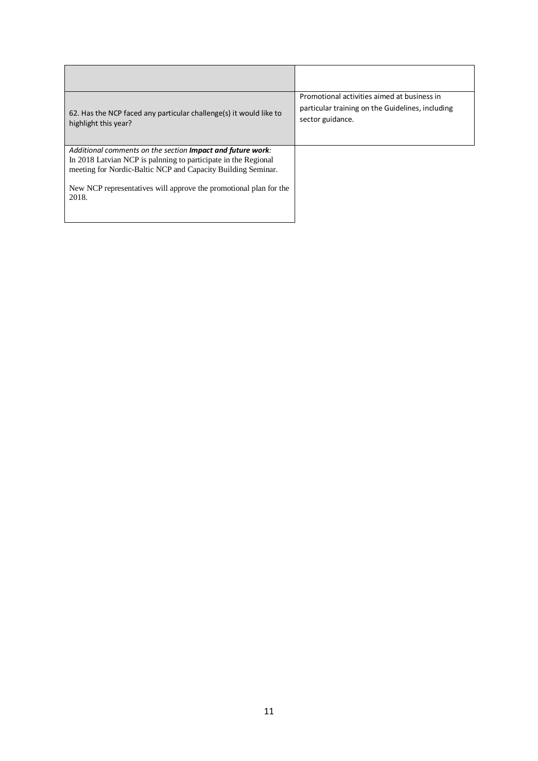| | |
|---|---|
| 62. Has the NCP faced any particular challenge(s) it would like to highlight this year? | Promotional activities aimed at business in particular training on the Guidelines, including sector guidance. |

*Additional comments on the section **Impact and future work**:*
In 2018 Latvian NCP is palnning to participate in the Regional meeting for Nordic-Baltic NCP and Capacity Building Seminar.

New NCP representatives will approve the promotional plan for the 2018.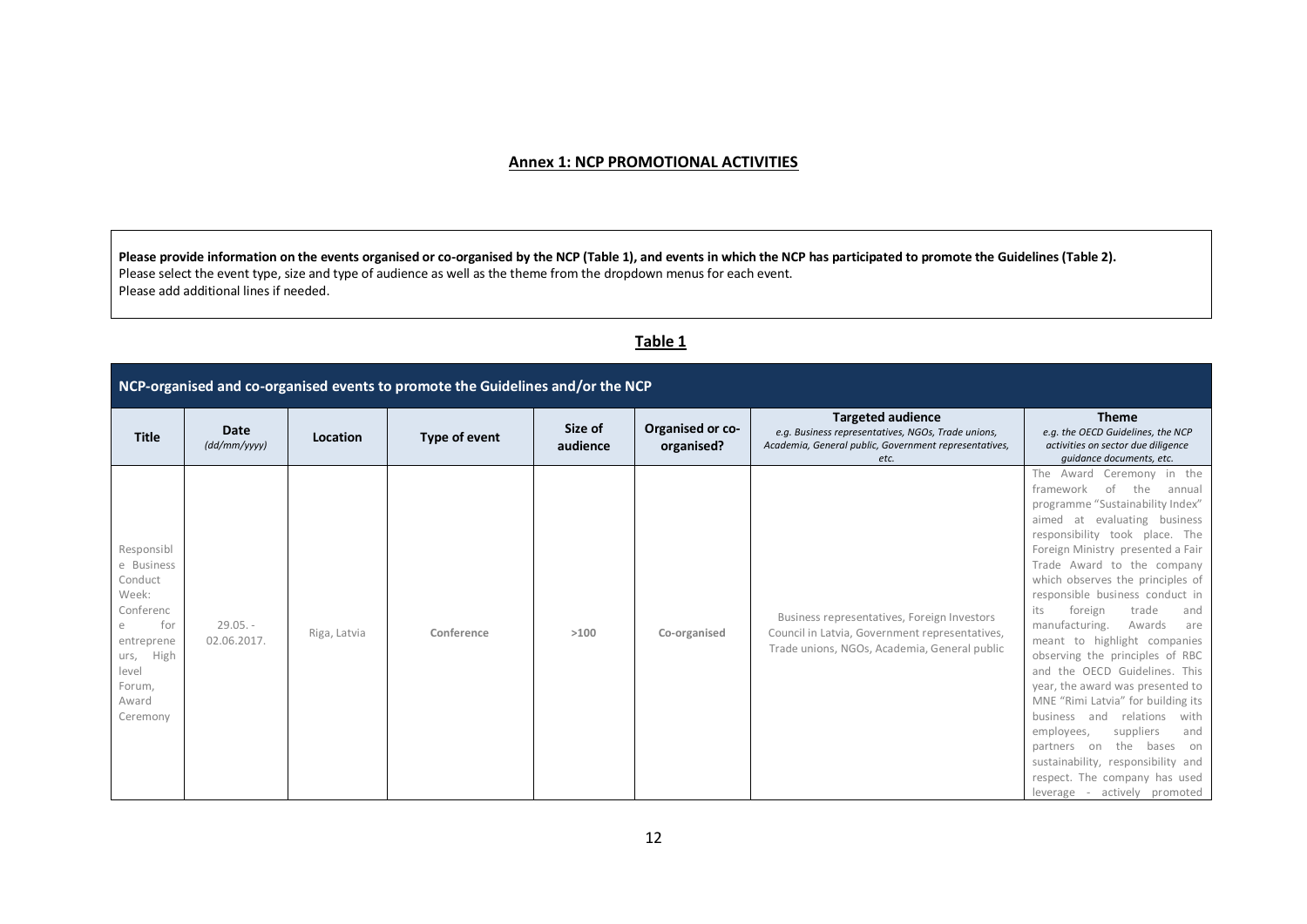**Annex 1: NCP PROMOTIONAL ACTIVITIES**

**Please provide information on the events organised or co-organised by the NCP (Table 1), and events in which the NCP has participated to promote the Guidelines (Table 2).**
Please select the event type, size and type of audience as well as the theme from the dropdown menus for each event.
Please add additional lines if needed.

**Table 1**

| NCP-organised and co-organised events to promote the Guidelines and/or the NCP | | | | | | | |
|---|---|---|---|---|---|---|---|
| **Title** | **Date** *(dd/mm/yyyy)* | **Location** | **Type of event** | **Size of audience** | **Organised or co-organised?** | **Targeted audience** *e.g. Business representatives, NGOs, Trade unions, Academia, General public, Government representatives, etc.* | **Theme** *e.g. the OECD Guidelines, the NCP activities on sector due diligence guidance documents, etc.* |
| Responsible Business Conduct Week: Conference for entrepreneurs, High level Forum, Award Ceremony | 29.05. - 02.06.2017. | Riga, Latvia | **Conference** | **>100** | **Co-organised** | Business representatives, Foreign Investors Council in Latvia, Government representatives, Trade unions, NGOs, Academia, General public | The Award Ceremony in the framework of the annual programme "Sustainability Index" aimed at evaluating business responsibility took place. The Foreign Ministry presented a Fair Trade Award to the company which observes the principles of responsible business conduct in its foreign trade and manufacturing. Awards are meant to highlight companies observing the principles of RBC and the OECD Guidelines. This year, the award was presented to MNE "Rimi Latvia" for building its business and relations with employees, suppliers and partners on the bases on sustainability, responsibility and respect. The company has used leverage - actively promoted |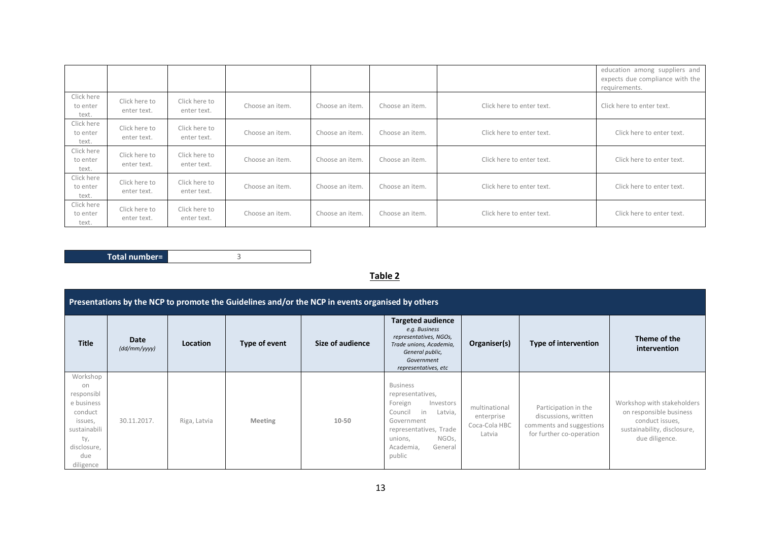| | | | | | | | education among suppliers and expects due compliance with the requirements. |
|---|---|---|---|---|---|---|---|
| Click here to enter text. | Click here to enter text. | Click here to enter text. | Choose an item. | Choose an item. | Choose an item. | Click here to enter text. | Click here to enter text. |
| Click here to enter text. | Click here to enter text. | Click here to enter text. | Choose an item. | Choose an item. | Choose an item. | Click here to enter text. | Click here to enter text. |
| Click here to enter text. | Click here to enter text. | Click here to enter text. | Choose an item. | Choose an item. | Choose an item. | Click here to enter text. | Click here to enter text. |
| Click here to enter text. | Click here to enter text. | Click here to enter text. | Choose an item. | Choose an item. | Choose an item. | Click here to enter text. | Click here to enter text. |
| Click here to enter text. | Click here to enter text. | Click here to enter text. | Choose an item. | Choose an item. | Choose an item. | Click here to enter text. | Click here to enter text. |

| Total number= | 3 |
|---|---|

**Table 2**

| Presentations by the NCP to promote the Guidelines and/or the NCP in events organised by others | | | | | | | | |
|---|---|---|---|---|---|---|---|---|
| **Title** | **Date** *(dd/mm/yyyy)* | **Location** | **Type of event** | **Size of audience** | **Targeted audience** *e.g. Business representatives, NGOs, Trade unions, Academia, General public, Government representatives, etc* | **Organiser(s)** | **Type of intervention** | **Theme of the intervention** |
| Workshop on responsible business conduct issues, sustainability, disclosure, due diligence | 30.11.2017. | Riga, Latvia | Meeting | 10-50 | Business representatives, Foreign Investors Council in Latvia, Government representatives, Trade unions, NGOs, Academia, General public | multinational enterprise Coca-Cola HBC Latvia | Participation in the discussions, written comments and suggestions for further co-operation | Workshop with stakeholders on responsible business conduct issues, sustainability, disclosure, due diligence. |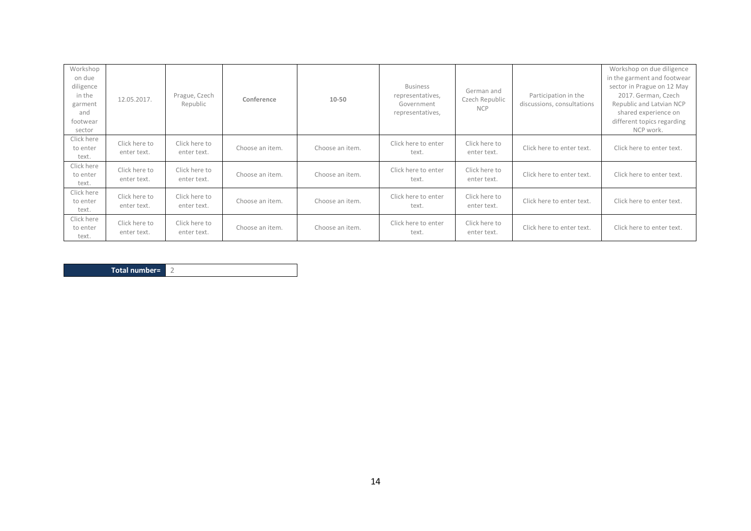| Workshop on due diligence in the garment and footwear sector | 12.05.2017. | Prague, Czech Republic | **Conference** | **10-50** | Business representatives, Government representatives, | German and Czech Republic NCP | Participation in the discussions, consultations | Workshop on due diligence in the garment and footwear sector in Prague on 12 May 2017. German, Czech Republic and Latvian NCP shared experience on different topics regarding NCP work. |
|---|---|---|---|---|---|---|---|---|
| Click here to enter text. | Click here to enter text. | Click here to enter text. | Choose an item. | Choose an item. | Click here to enter text. | Click here to enter text. | Click here to enter text. | Click here to enter text. |
| Click here to enter text. | Click here to enter text. | Click here to enter text. | Choose an item. | Choose an item. | Click here to enter text. | Click here to enter text. | Click here to enter text. | Click here to enter text. |
| Click here to enter text. | Click here to enter text. | Click here to enter text. | Choose an item. | Choose an item. | Click here to enter text. | Click here to enter text. | Click here to enter text. | Click here to enter text. |
| Click here to enter text. | Click here to enter text. | Click here to enter text. | Choose an item. | Choose an item. | Click here to enter text. | Click here to enter text. | Click here to enter text. | Click here to enter text. |

| **Total number=** | 2 |
|---|---|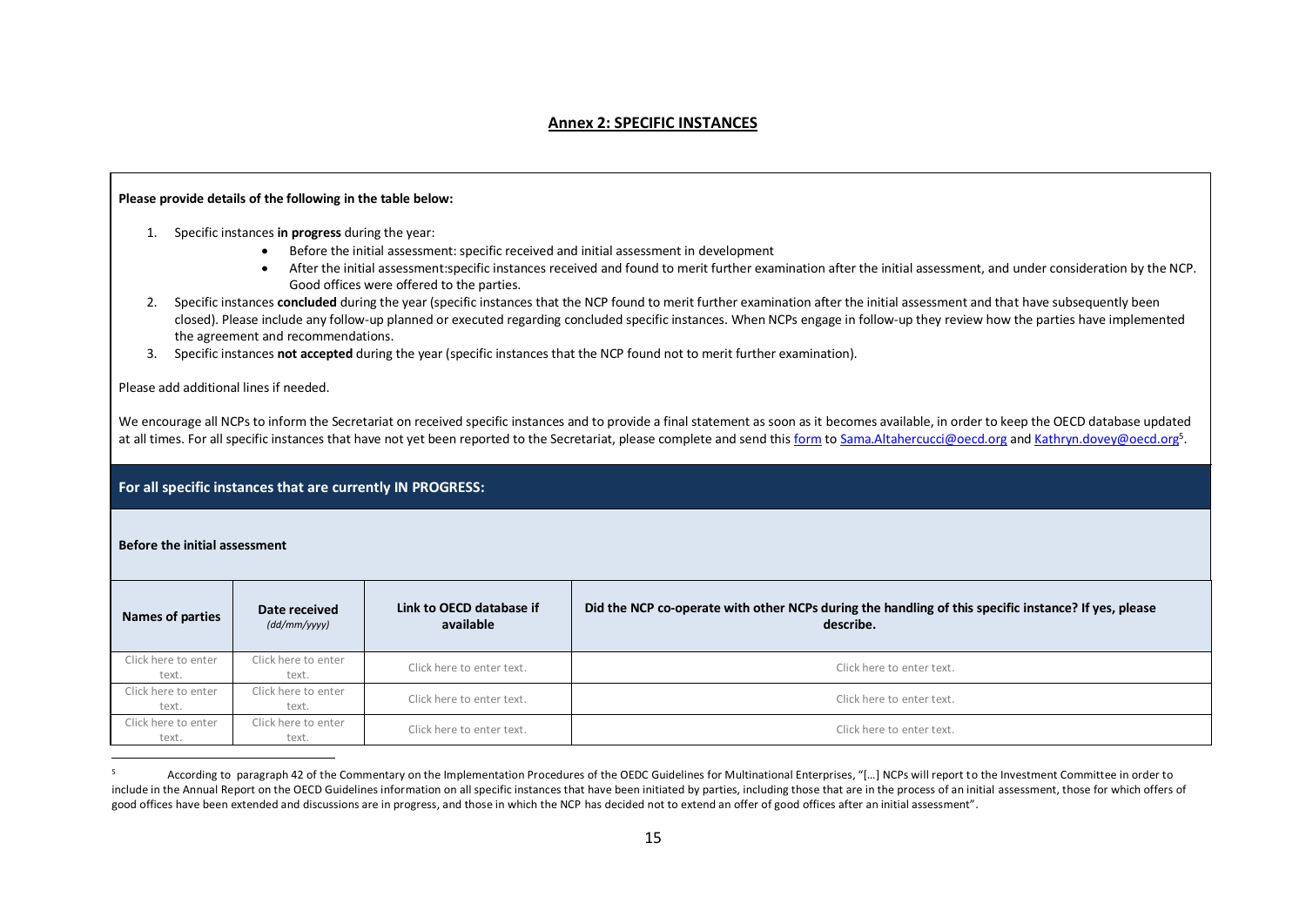## Annex 2: SPECIFIC INSTANCES

**Please provide details of the following in the table below:**

1. Specific instances **in progress** during the year:
   - Before the initial assessment: specific received and initial assessment in development
   - After the initial assessment:specific instances received and found to merit further examination after the initial assessment, and under consideration by the NCP. Good offices were offered to the parties.
2. Specific instances **concluded** during the year (specific instances that the NCP found to merit further examination after the initial assessment and that have subsequently been closed). Please include any follow-up planned or executed regarding concluded specific instances. When NCPs engage in follow-up they review how the parties have implemented the agreement and recommendations.
3. Specific instances **not accepted** during the year (specific instances that the NCP found not to merit further examination).

Please add additional lines if needed.

We encourage all NCPs to inform the Secretariat on received specific instances and to provide a final statement as soon as it becomes available, in order to keep the OECD database updated at all times. For all specific instances that have not yet been reported to the Secretariat, please complete and send this form to Sama.Altahercucci@oecd.org and Kathryn.dovey@oecd.org[5].

**For all specific instances that are currently IN PROGRESS:**

**Before the initial assessment**

| Names of parties | Date received *(dd/mm/yyyy)* | Link to OECD database if available | Did the NCP co-operate with other NCPs during the handling of this specific instance? If yes, please describe. |
| --- | --- | --- | --- |
| Click here to enter text. | Click here to enter text. | Click here to enter text. | Click here to enter text. |
| Click here to enter text. | Click here to enter text. | Click here to enter text. | Click here to enter text. |
| Click here to enter text. | Click here to enter text. | Click here to enter text. | Click here to enter text. |

[5] According to paragraph 42 of the Commentary on the Implementation Procedures of the OEDC Guidelines for Multinational Enterprises, "[…] NCPs will report to the Investment Committee in order to include in the Annual Report on the OECD Guidelines information on all specific instances that have been initiated by parties, including those that are in the process of an initial assessment, those for which offers of good offices have been extended and discussions are in progress, and those in which the NCP has decided not to extend an offer of good offices after an initial assessment".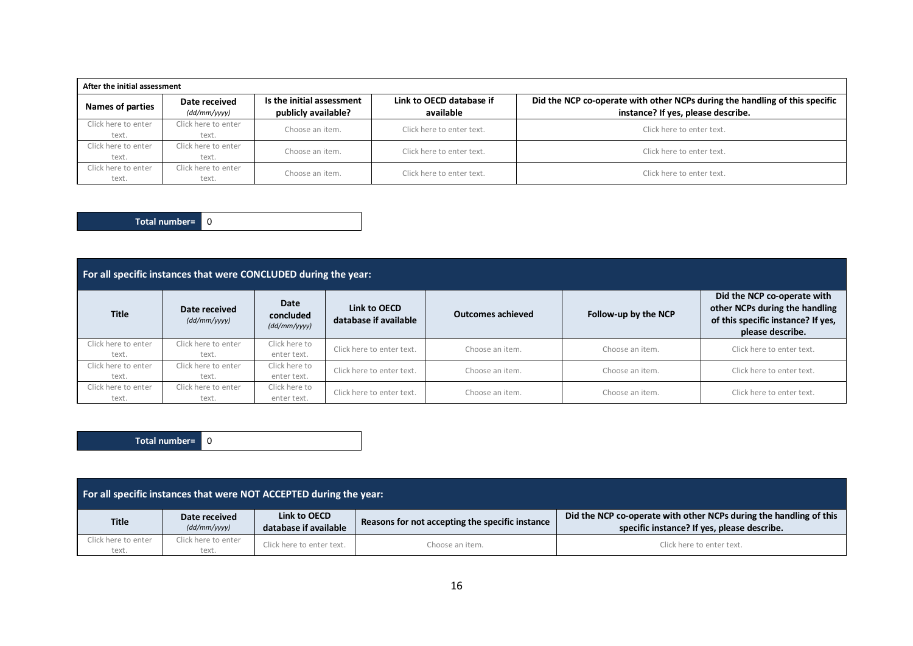| After the initial assessment | | | | |
|---|---|---|---|---|
| **Names of parties** | **Date received** *(dd/mm/yyyy)* | **Is the initial assessment publicly available?** | **Link to OECD database if available** | **Did the NCP co-operate with other NCPs during the handling of this specific instance? If yes, please describe.** |
| Click here to enter text. | Click here to enter text. | Choose an item. | Click here to enter text. | Click here to enter text. |
| Click here to enter text. | Click here to enter text. | Choose an item. | Click here to enter text. | Click here to enter text. |
| Click here to enter text. | Click here to enter text. | Choose an item. | Click here to enter text. | Click here to enter text. |

| **Total number=** | 0 |
|---|---|

| For all specific instances that were CONCLUDED during the year: | | | | | | |
|---|---|---|---|---|---|---|
| **Title** | **Date received** *(dd/mm/yyyy)* | **Date concluded** *(dd/mm/yyyy)* | **Link to OECD database if available** | **Outcomes achieved** | **Follow-up by the NCP** | **Did the NCP co-operate with other NCPs during the handling of this specific instance? If yes, please describe.** |
| Click here to enter text. | Click here to enter text. | Click here to enter text. | Click here to enter text. | Choose an item. | Choose an item. | Click here to enter text. |
| Click here to enter text. | Click here to enter text. | Click here to enter text. | Click here to enter text. | Choose an item. | Choose an item. | Click here to enter text. |
| Click here to enter text. | Click here to enter text. | Click here to enter text. | Click here to enter text. | Choose an item. | Choose an item. | Click here to enter text. |

| **Total number=** | 0 |
|---|---|

| For all specific instances that were NOT ACCEPTED during the year: | | | | |
|---|---|---|---|---|
| **Title** | **Date received** *(dd/mm/yyyy)* | **Link to OECD database if available** | **Reasons for not accepting the specific instance** | **Did the NCP co-operate with other NCPs during the handling of this specific instance? If yes, please describe.** |
| Click here to enter text. | Click here to enter text. | Click here to enter text. | Choose an item. | Click here to enter text. |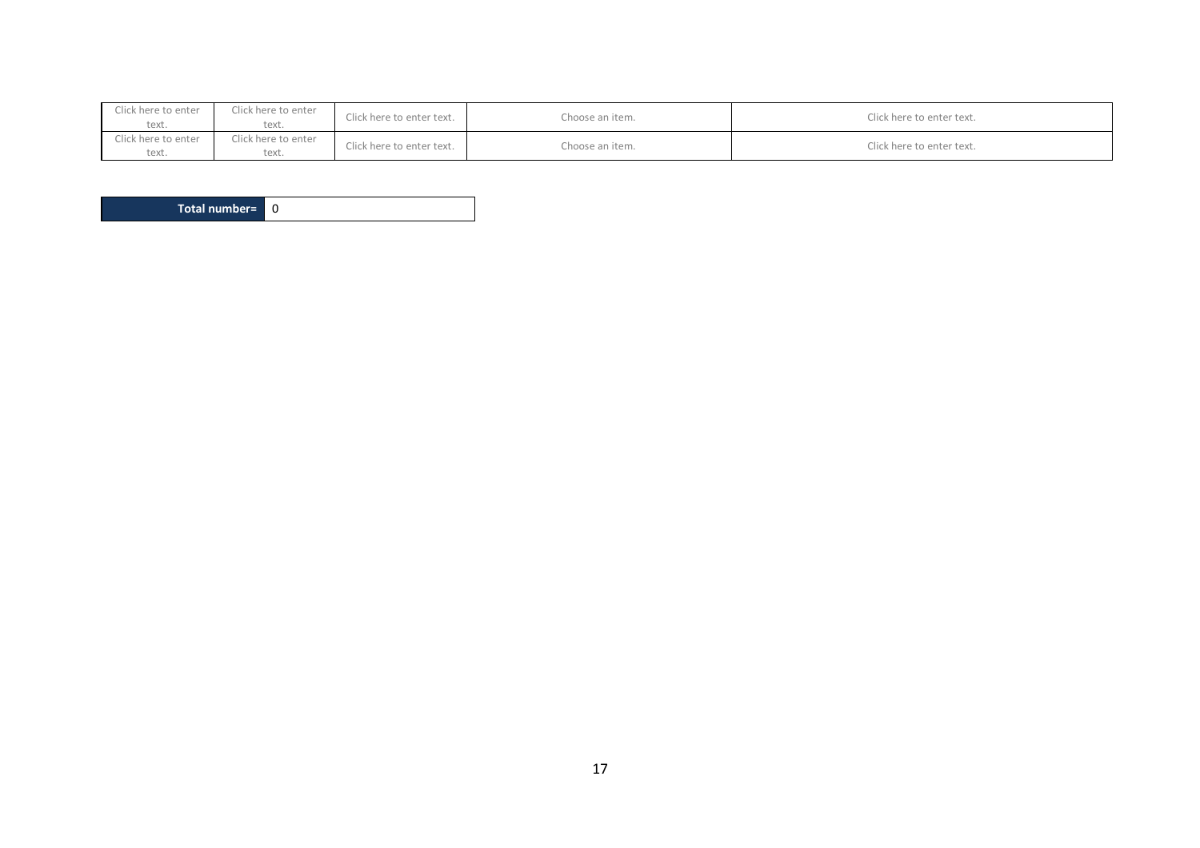| | | | | |
|---|---|---|---|---|
| Click here to enter text. | Click here to enter text. | Click here to enter text. | Choose an item. | Click here to enter text. |
| Click here to enter text. | Click here to enter text. | Click here to enter text. | Choose an item. | Click here to enter text. |

| **Total number=** | 0 |
|---|---|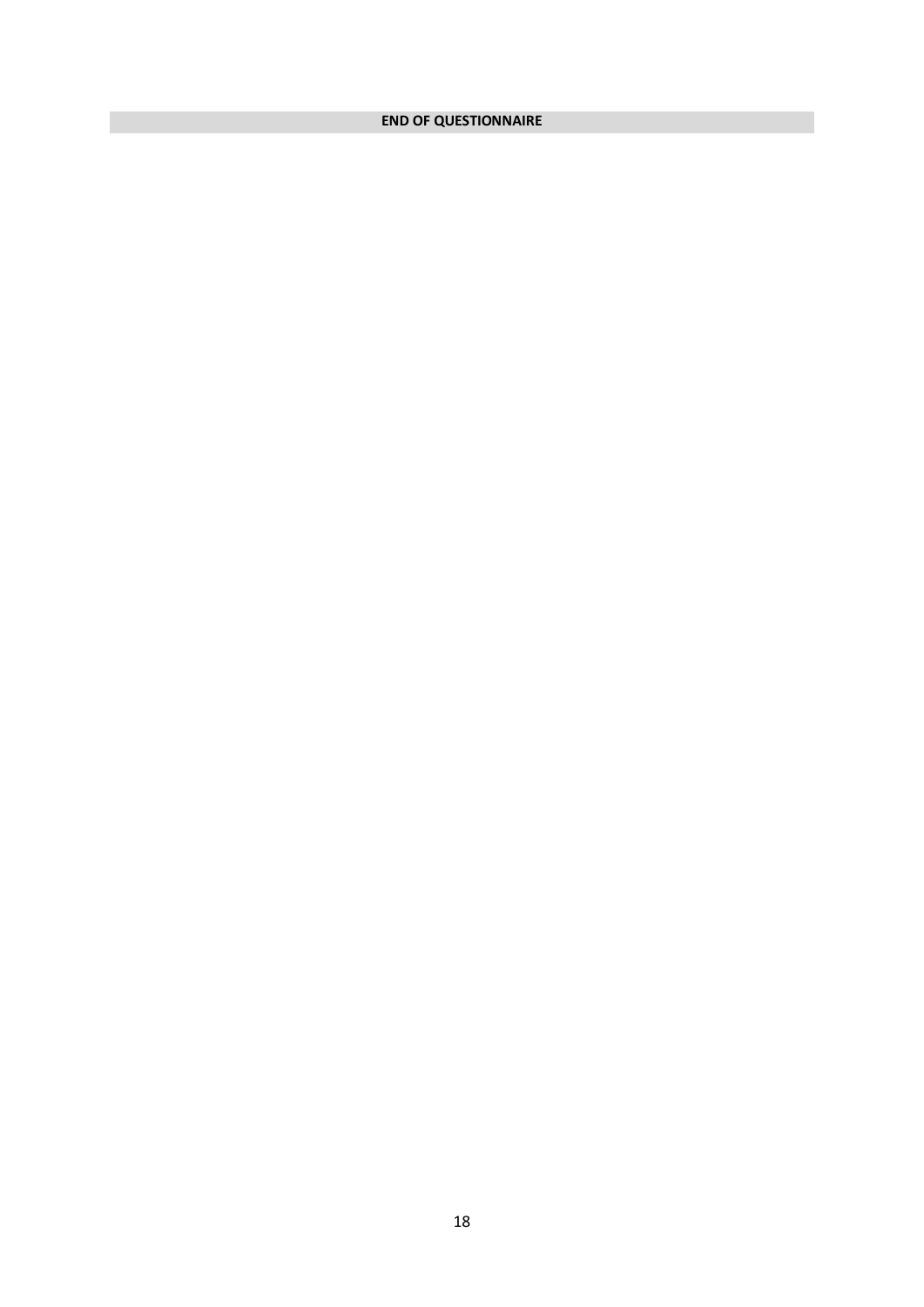**END OF QUESTIONNAIRE**